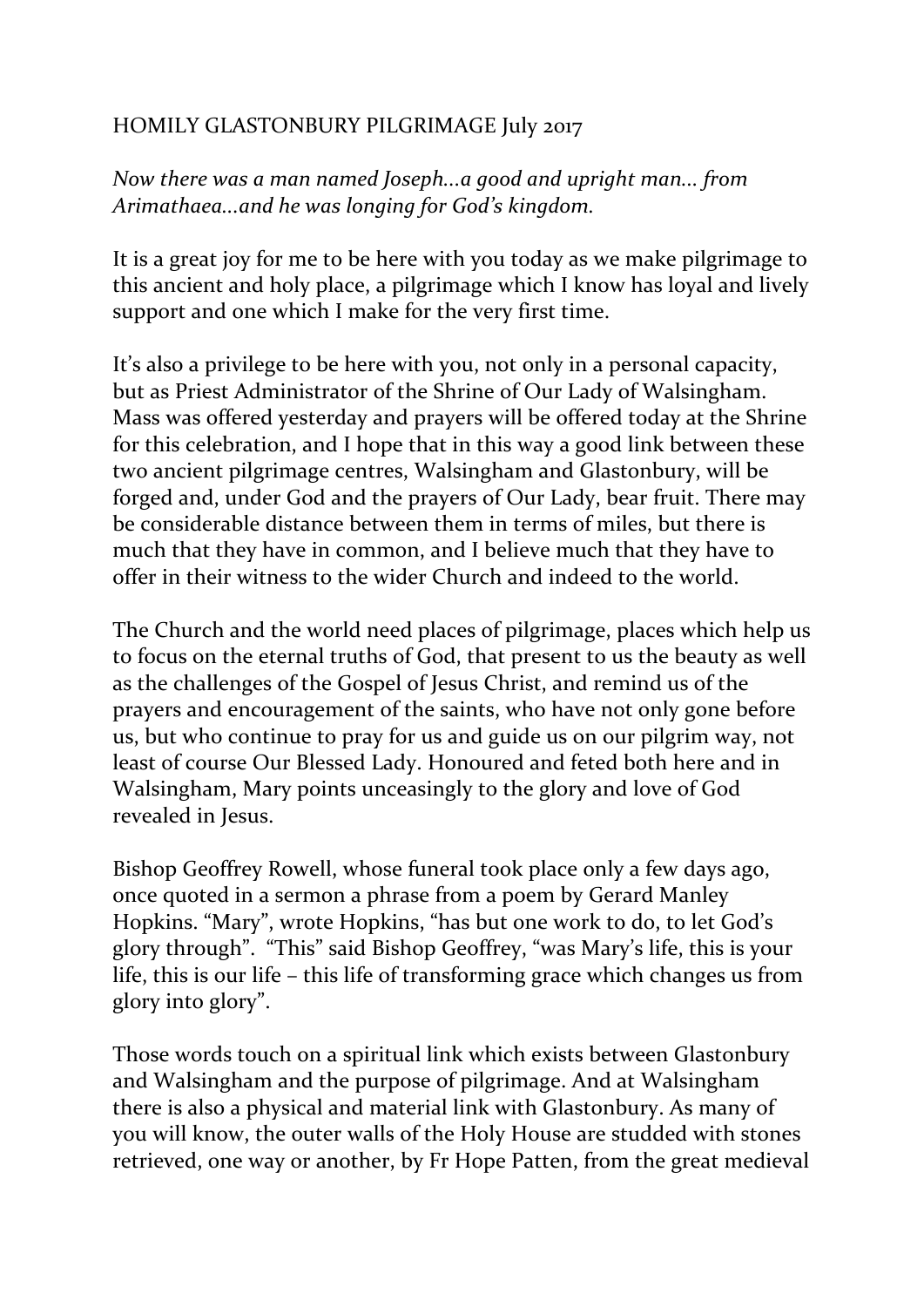HOMILY GLASTONBURY PILGRIMAGE July 2017

*Now there was a man named Joseph…a good and upright man… from Arimathaea…and he was longing for God's kingdom.*

It is a great joy for me to be here with you today as we make pilgrimage to this ancient and holy place, a pilgrimage which I know has loyal and lively support and one which I make for the very first time.

It's also a privilege to be here with you, not only in a personal capacity, but as Priest Administrator of the Shrine of Our Lady of Walsingham. Mass was offered yesterday and prayers will be offered today at the Shrine for this celebration, and I hope that in this way a good link between these two ancient pilgrimage centres, Walsingham and Glastonbury, will be forged and, under God and the prayers of Our Lady, bear fruit. There may be considerable distance between them in terms of miles, but there is much that they have in common, and I believe much that they have to offer in their witness to the wider Church and indeed to the world.

The Church and the world need places of pilgrimage, places which help us to focus on the eternal truths of God, that present to us the beauty as well as the challenges of the Gospel of Jesus Christ, and remind us of the prayers and encouragement of the saints, who have not only gone before us, but who continue to pray for us and guide us on our pilgrim way, not least of course Our Blessed Lady. Honoured and feted both here and in Walsingham, Mary points unceasingly to the glory and love of God revealed in Jesus.

Bishop Geoffrey Rowell, whose funeral took place only a few days ago, once quoted in a sermon a phrase from a poem by Gerard Manley Hopkins. "Mary", wrote Hopkins, "has but one work to do, to let God's glory through". "This" said Bishop Geoffrey, "was Mary's life, this is your life, this is our life – this life of transforming grace which changes us from glory into glory".

Those words touch on a spiritual link which exists between Glastonbury and Walsingham and the purpose of pilgrimage. And at Walsingham there is also a physical and material link with Glastonbury. As many of you will know, the outer walls of the Holy House are studded with stones retrieved, one way or another, by Fr Hope Patten, from the great medieval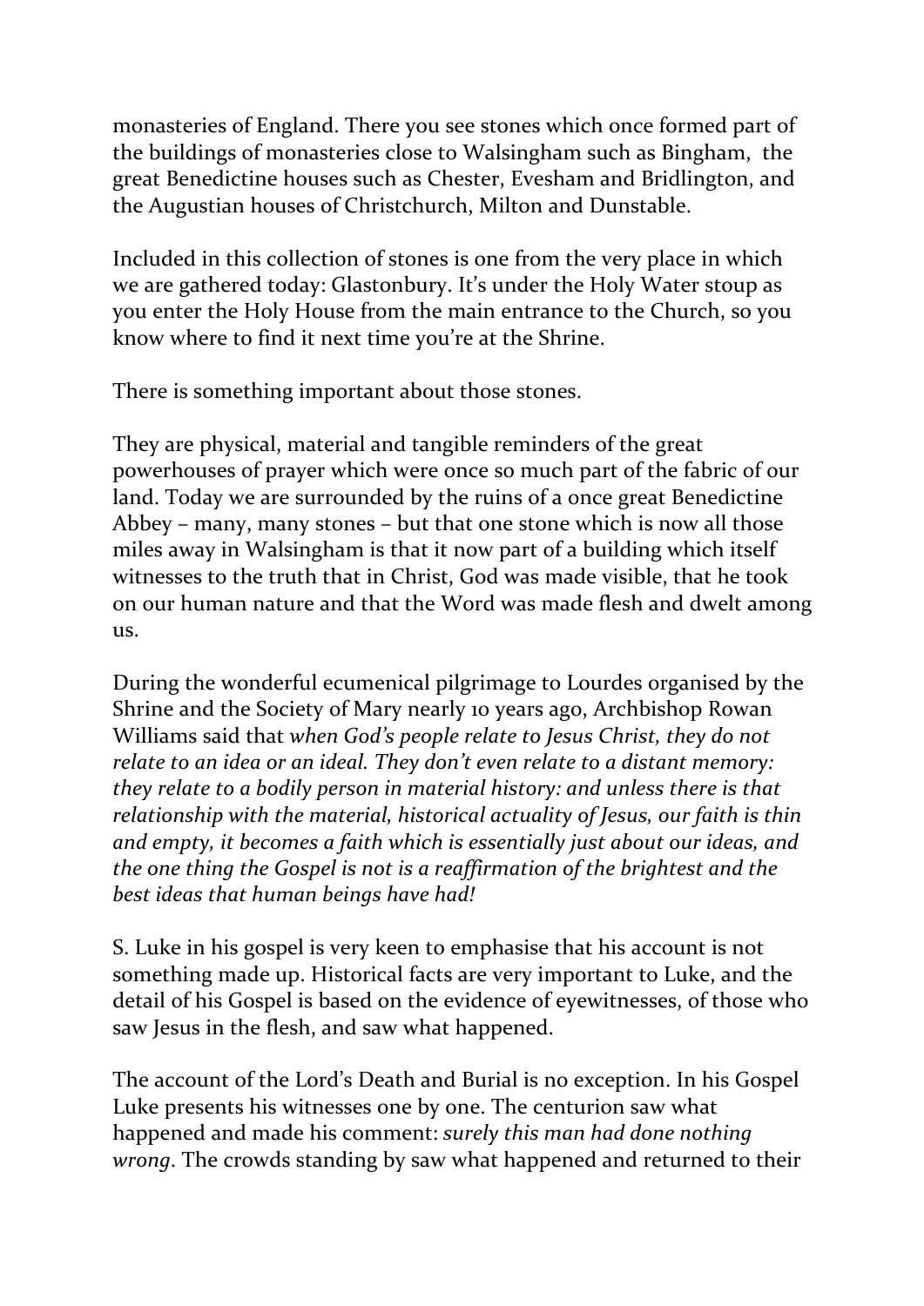monasteries of England. There you see stones which once formed part of the buildings of monasteries close to Walsingham such as Bingham, the great Benedictine houses such as Chester, Evesham and Bridlington, and the Augustian houses of Christchurch, Milton and Dunstable.

Included in this collection of stones is one from the very place in which we are gathered today: Glastonbury. It's under the Holy Water stoup as you enter the Holy House from the main entrance to the Church, so you know where to find it next time you're at the Shrine.

There is something important about those stones.

They are physical, material and tangible reminders of the great powerhouses of prayer which were once so much part of the fabric of our land. Today we are surrounded by the ruins of a once great Benedictine Abbey – many, many stones – but that one stone which is now all those miles away in Walsingham is that it now part of a building which itself witnesses to the truth that in Christ, God was made visible, that he took on our human nature and that the Word was made flesh and dwelt among us.

During the wonderful ecumenical pilgrimage to Lourdes organised by the Shrine and the Society of Mary nearly 10 years ago, Archbishop Rowan Williams said that *when God's people relate to Jesus Christ, they do not relate to an idea or an ideal. They don't even relate to a distant memory: they relate to a bodily person in material history: and unless there is that relationship with the material, historical actuality of Jesus, our faith is thin and empty, it becomes a faith which is essentially just about our ideas, and the one thing the Gospel is not is a reaffirmation of the brightest and the best ideas that human beings have had!*

S. Luke in his gospel is very keen to emphasise that his account is not something made up. Historical facts are very important to Luke, and the detail of his Gospel is based on the evidence of eyewitnesses, of those who saw Jesus in the flesh, and saw what happened.

The account of the Lord's Death and Burial is no exception. In his Gospel Luke presents his witnesses one by one. The centurion saw what happened and made his comment: *surely this man had done nothing wrong*. The crowds standing by saw what happened and returned to their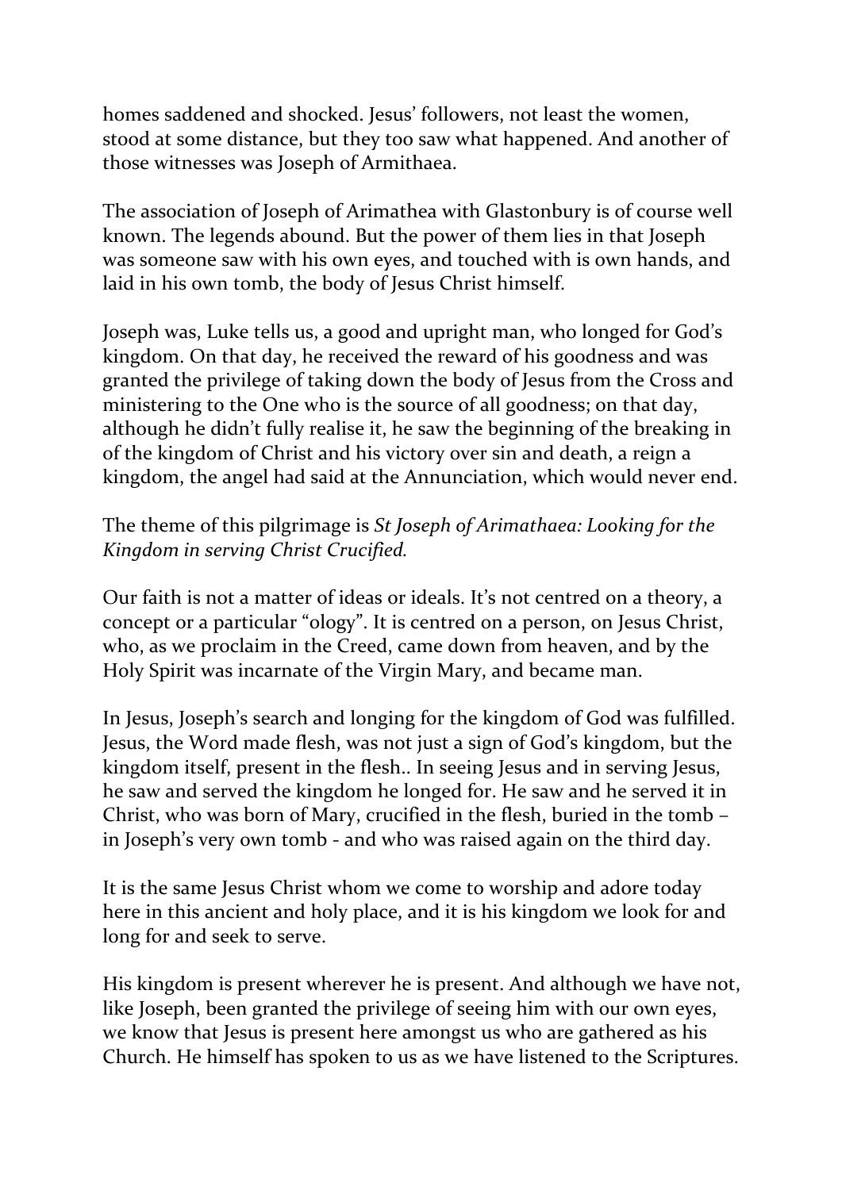homes saddened and shocked. Jesus' followers, not least the women, stood at some distance, but they too saw what happened. And another of those witnesses was Joseph of Armithaea.

The association of Joseph of Arimathea with Glastonbury is of course well known. The legends abound. But the power of them lies in that Joseph was someone saw with his own eyes, and touched with is own hands, and laid in his own tomb, the body of Jesus Christ himself.

Joseph was, Luke tells us, a good and upright man, who longed for God's kingdom. On that day, he received the reward of his goodness and was granted the privilege of taking down the body of Jesus from the Cross and ministering to the One who is the source of all goodness; on that day, although he didn't fully realise it, he saw the beginning of the breaking in of the kingdom of Christ and his victory over sin and death, a reign a kingdom, the angel had said at the Annunciation, which would never end.

The theme of this pilgrimage is *St Joseph of Arimathaea: Looking for the Kingdom in serving Christ Crucified.*

Our faith is not a matter of ideas or ideals. It's not centred on a theory, a concept or a particular "ology". It is centred on a person, on Jesus Christ, who, as we proclaim in the Creed, came down from heaven, and by the Holy Spirit was incarnate of the Virgin Mary, and became man.

In Jesus, Joseph's search and longing for the kingdom of God was fulfilled. Jesus, the Word made flesh, was not just a sign of God's kingdom, but the kingdom itself, present in the flesh.. In seeing Jesus and in serving Jesus, he saw and served the kingdom he longed for. He saw and he served it in Christ, who was born of Mary, crucified in the flesh, buried in the tomb – in Joseph's very own tomb - and who was raised again on the third day.

It is the same Jesus Christ whom we come to worship and adore today here in this ancient and holy place, and it is his kingdom we look for and long for and seek to serve.

His kingdom is present wherever he is present. And although we have not, like Joseph, been granted the privilege of seeing him with our own eyes, we know that Jesus is present here amongst us who are gathered as his Church. He himself has spoken to us as we have listened to the Scriptures.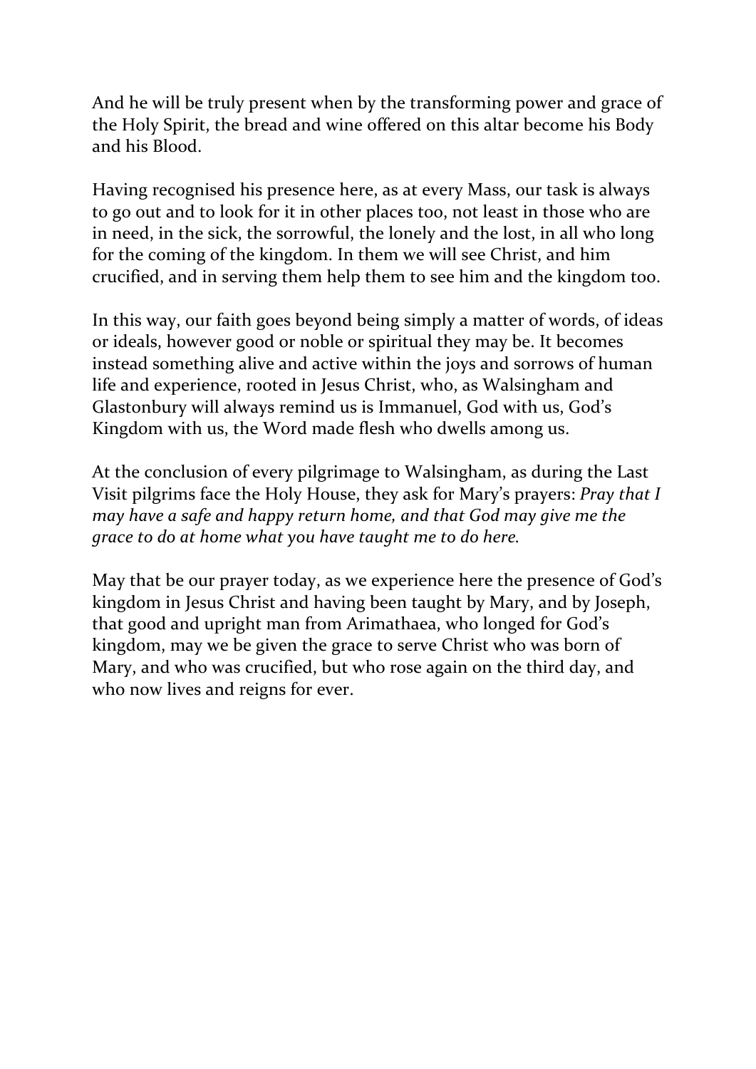And he will be truly present when by the transforming power and grace of the Holy Spirit, the bread and wine offered on this altar become his Body and his Blood.

Having recognised his presence here, as at every Mass, our task is always to go out and to look for it in other places too, not least in those who are in need, in the sick, the sorrowful, the lonely and the lost, in all who long for the coming of the kingdom. In them we will see Christ, and him crucified, and in serving them help them to see him and the kingdom too.

In this way, our faith goes beyond being simply a matter of words, of ideas or ideals, however good or noble or spiritual they may be. It becomes instead something alive and active within the joys and sorrows of human life and experience, rooted in Jesus Christ, who, as Walsingham and Glastonbury will always remind us is Immanuel, God with us, God's Kingdom with us, the Word made flesh who dwells among us.

At the conclusion of every pilgrimage to Walsingham, as during the Last Visit pilgrims face the Holy House, they ask for Mary's prayers: *Pray that I may have a safe and happy return home, and that God may give me the grace to do at home what you have taught me to do here.*

May that be our prayer today, as we experience here the presence of God's kingdom in Jesus Christ and having been taught by Mary, and by Joseph, that good and upright man from Arimathaea, who longed for God's kingdom, may we be given the grace to serve Christ who was born of Mary, and who was crucified, but who rose again on the third day, and who now lives and reigns for ever.